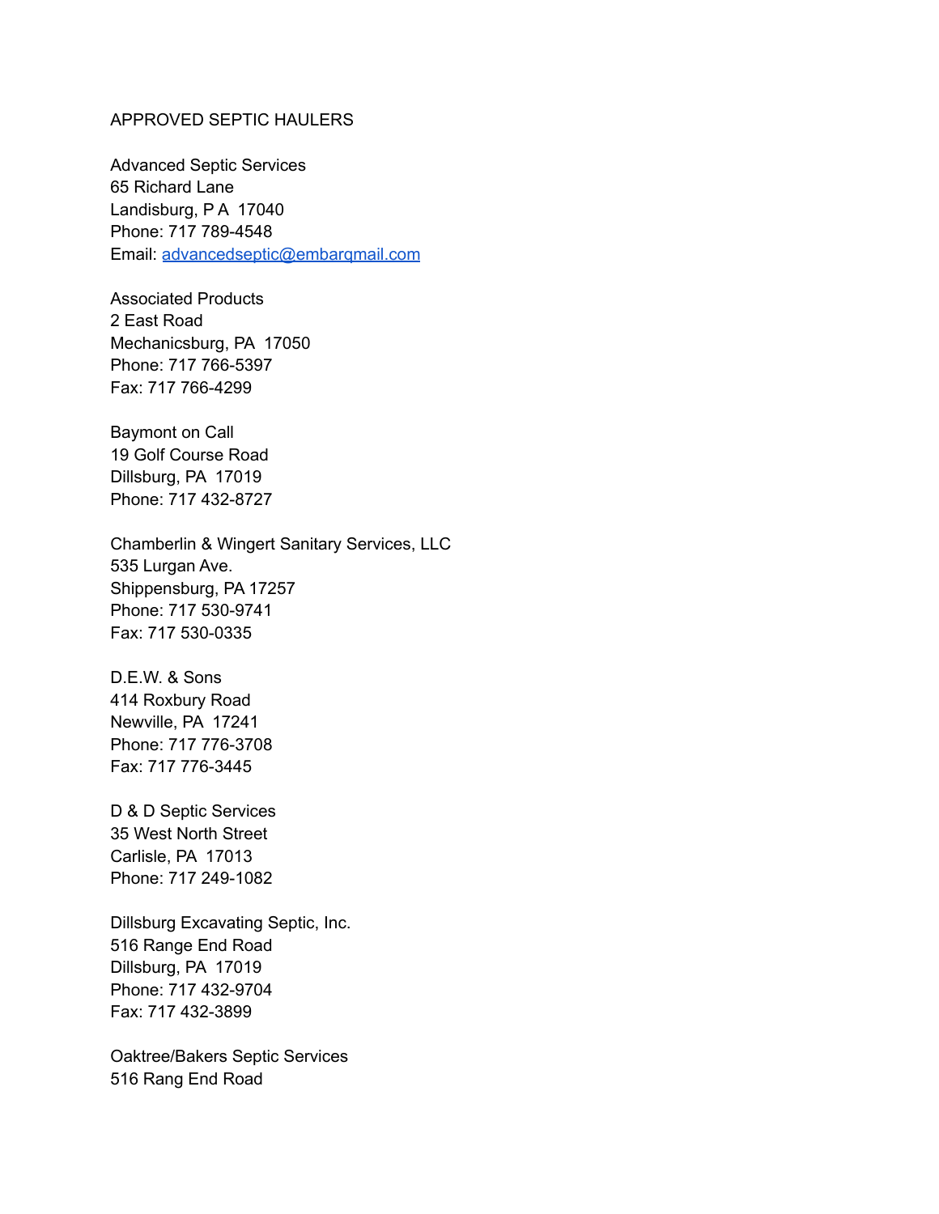# APPROVED SEPTIC HAULERS

Advanced Septic Services
65 Richard Lane
Landisburg, P A  17040
Phone: 717 789-4548
Email: advancedseptic@embarqmail.com

Associated Products
2 East Road
Mechanicsburg, PA  17050
Phone: 717 766-5397
Fax: 717 766-4299

Baymont on Call
19 Golf Course Road
Dillsburg, PA  17019
Phone: 717 432-8727

Chamberlin & Wingert Sanitary Services, LLC
535 Lurgan Ave.
Shippensburg, PA 17257
Phone: 717 530-9741
Fax: 717 530-0335

D.E.W. & Sons
414 Roxbury Road
Newville, PA  17241
Phone: 717 776-3708
Fax: 717 776-3445

D & D Septic Services
35 West North Street
Carlisle, PA  17013
Phone: 717 249-1082

Dillsburg Excavating Septic, Inc.
516 Range End Road
Dillsburg, PA  17019
Phone: 717 432-9704
Fax: 717 432-3899

Oaktree/Bakers Septic Services
516 Rang End Road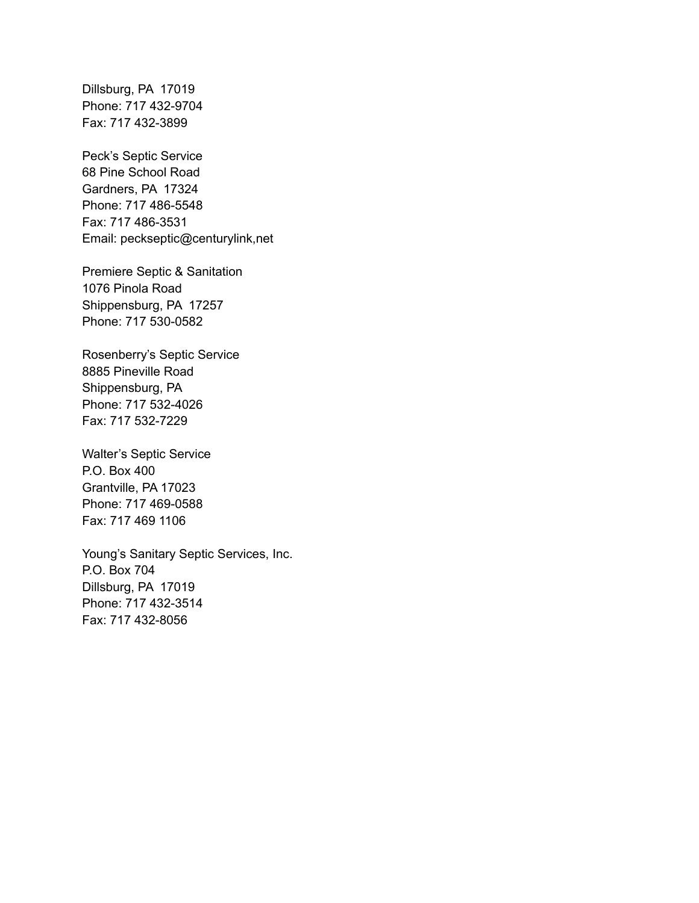Dillsburg, PA  17019
Phone: 717 432-9704
Fax: 717 432-3899

Peck's Septic Service
68 Pine School Road
Gardners, PA  17324
Phone: 717 486-5548
Fax: 717 486-3531
Email: peckseptic@centurylink,net

Premiere Septic & Sanitation
1076 Pinola Road
Shippensburg, PA  17257
Phone: 717 530-0582

Rosenberry's Septic Service
8885 Pineville Road
Shippensburg, PA
Phone: 717 532-4026
Fax: 717 532-7229

Walter's Septic Service
P.O. Box 400
Grantville, PA 17023
Phone: 717 469-0588
Fax: 717 469 1106

Young's Sanitary Septic Services, Inc.
P.O. Box 704
Dillsburg, PA  17019
Phone: 717 432-3514
Fax: 717 432-8056